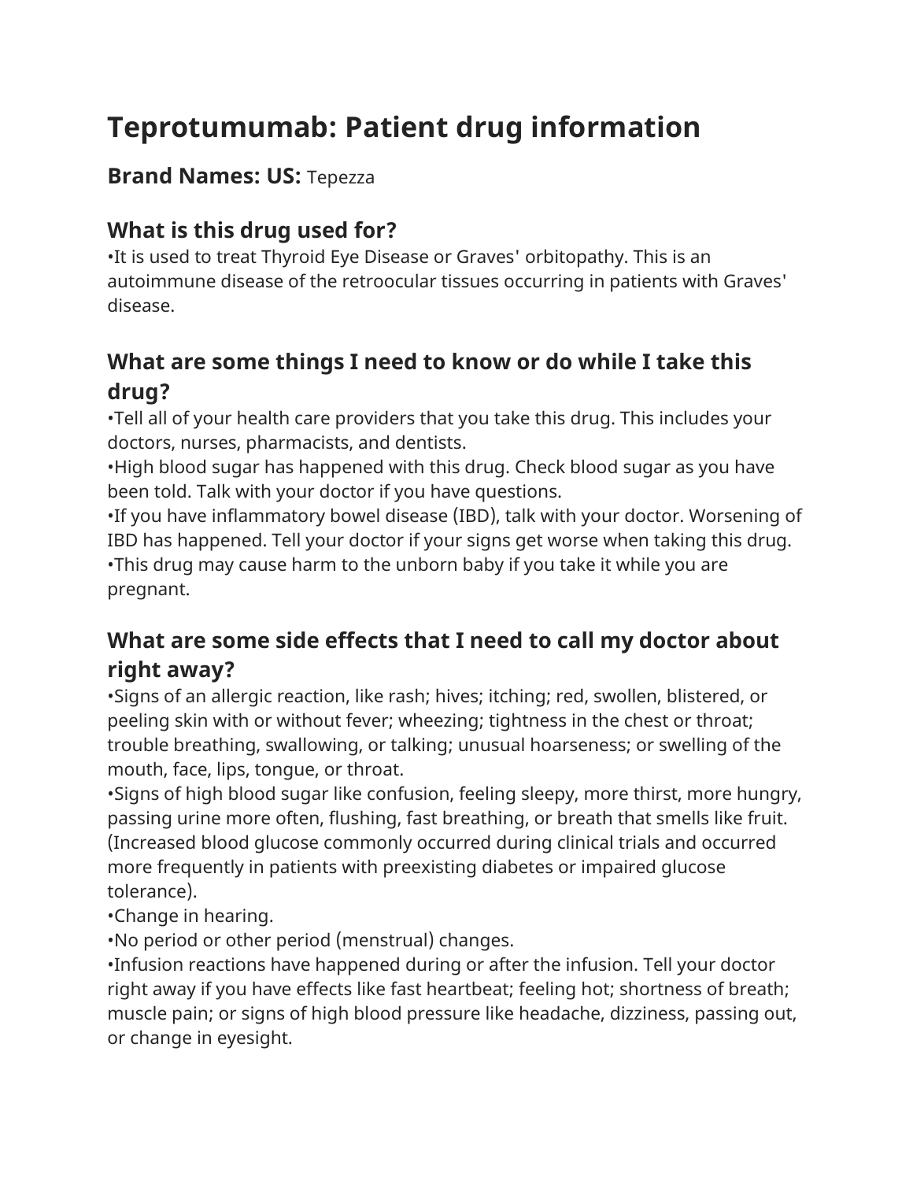# Teprotumumab: Patient drug information

**Brand Names: US:** Tepezza

## What is this drug used for?

•It is used to treat Thyroid Eye Disease or Graves' orbitopathy. This is an autoimmune disease of the retroocular tissues occurring in patients with Graves' disease.

## What are some things I need to know or do while I take this drug?

•Tell all of your health care providers that you take this drug. This includes your doctors, nurses, pharmacists, and dentists.
•High blood sugar has happened with this drug. Check blood sugar as you have been told. Talk with your doctor if you have questions.
•If you have inflammatory bowel disease (IBD), talk with your doctor. Worsening of IBD has happened. Tell your doctor if your signs get worse when taking this drug.
•This drug may cause harm to the unborn baby if you take it while you are pregnant.

## What are some side effects that I need to call my doctor about right away?

•Signs of an allergic reaction, like rash; hives; itching; red, swollen, blistered, or peeling skin with or without fever; wheezing; tightness in the chest or throat; trouble breathing, swallowing, or talking; unusual hoarseness; or swelling of the mouth, face, lips, tongue, or throat.
•Signs of high blood sugar like confusion, feeling sleepy, more thirst, more hungry, passing urine more often, flushing, fast breathing, or breath that smells like fruit. (Increased blood glucose commonly occurred during clinical trials and occurred more frequently in patients with preexisting diabetes or impaired glucose tolerance).
•Change in hearing.
•No period or other period (menstrual) changes.
•Infusion reactions have happened during or after the infusion. Tell your doctor right away if you have effects like fast heartbeat; feeling hot; shortness of breath; muscle pain; or signs of high blood pressure like headache, dizziness, passing out, or change in eyesight.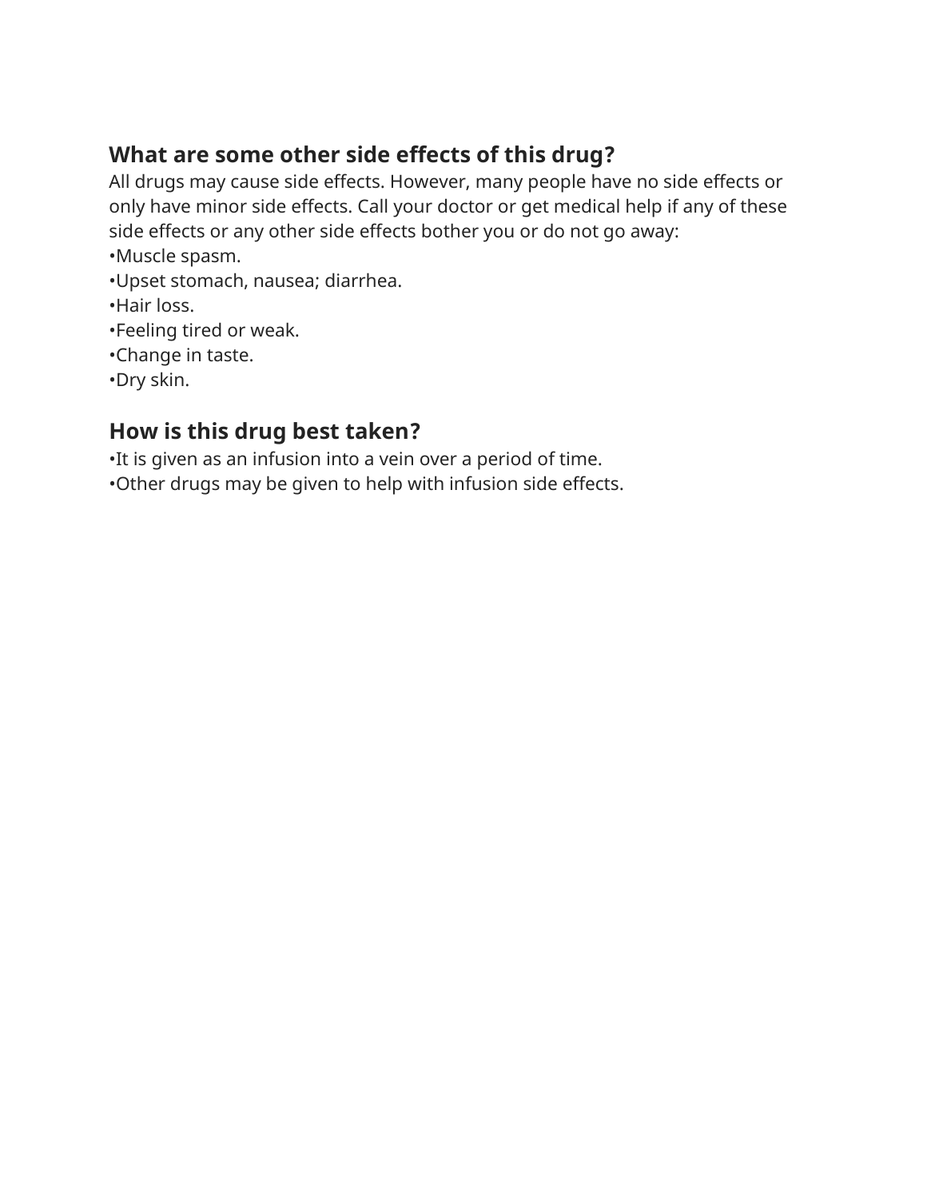## What are some other side effects of this drug?

All drugs may cause side effects. However, many people have no side effects or only have minor side effects. Call your doctor or get medical help if any of these side effects or any other side effects bother you or do not go away:

- Muscle spasm.
- Upset stomach, nausea; diarrhea.
- Hair loss.
- Feeling tired or weak.
- Change in taste.
- Dry skin.

## How is this drug best taken?

- It is given as an infusion into a vein over a period of time.
- Other drugs may be given to help with infusion side effects.